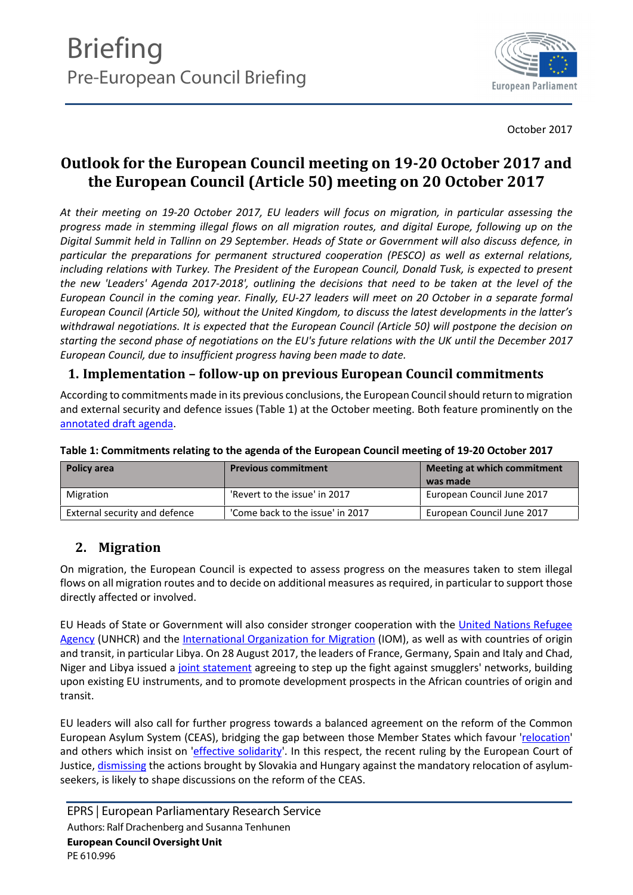# Briefing

## Pre-European Council Briefing

October 2017

# Outlook for the European Council meeting on 19-20 October 2017 and the European Council (Article 50) meeting on 20 October 2017

*At their meeting on 19-20 October 2017, EU leaders will focus on migration, in particular assessing the progress made in stemming illegal flows on all migration routes, and digital Europe, following up on the Digital Summit held in Tallinn on 29 September. Heads of State or Government will also discuss defence, in particular the preparations for permanent structured cooperation (PESCO) as well as external relations, including relations with Turkey. The President of the European Council, Donald Tusk, is expected to present the new 'Leaders' Agenda 2017-2018', outlining the decisions that need to be taken at the level of the European Council in the coming year. Finally, EU-27 leaders will meet on 20 October in a separate formal European Council (Article 50), without the United Kingdom, to discuss the latest developments in the latter's withdrawal negotiations. It is expected that the European Council (Article 50) will postpone the decision on starting the second phase of negotiations on the EU's future relations with the UK until the December 2017 European Council, due to insufficient progress having been made to date.*

## 1. Implementation – follow-up on previous European Council commitments

According to commitments made in its previous conclusions, the European Council should return to migration and external security and defence issues (Table 1) at the October meeting. Both feature prominently on the annotated draft agenda.

**Table 1: Commitments relating to the agenda of the European Council meeting of 19-20 October 2017**

| Policy area | Previous commitment | Meeting at which commitment was made |
|---|---|---|
| Migration | 'Revert to the issue' in 2017 | European Council June 2017 |
| External security and defence | 'Come back to the issue' in 2017 | European Council June 2017 |

## 2. Migration

On migration, the European Council is expected to assess progress on the measures taken to stem illegal flows on all migration routes and to decide on additional measures as required, in particular to support those directly affected or involved.

EU Heads of State or Government will also consider stronger cooperation with the United Nations Refugee Agency (UNHCR) and the International Organization for Migration (IOM), as well as with countries of origin and transit, in particular Libya. On 28 August 2017, the leaders of France, Germany, Spain and Italy and Chad, Niger and Libya issued a joint statement agreeing to step up the fight against smugglers' networks, building upon existing EU instruments, and to promote development prospects in the African countries of origin and transit.

EU leaders will also call for further progress towards a balanced agreement on the reform of the Common European Asylum System (CEAS), bridging the gap between those Member States which favour 'relocation' and others which insist on 'effective solidarity'. In this respect, the recent ruling by the European Court of Justice, dismissing the actions brought by Slovakia and Hungary against the mandatory relocation of asylum-seekers, is likely to shape discussions on the reform of the CEAS.

EPRS | European Parliamentary Research Service

Authors: Ralf Drachenberg and Susanna Tenhunen

**European Council Oversight Unit**

PE 610.996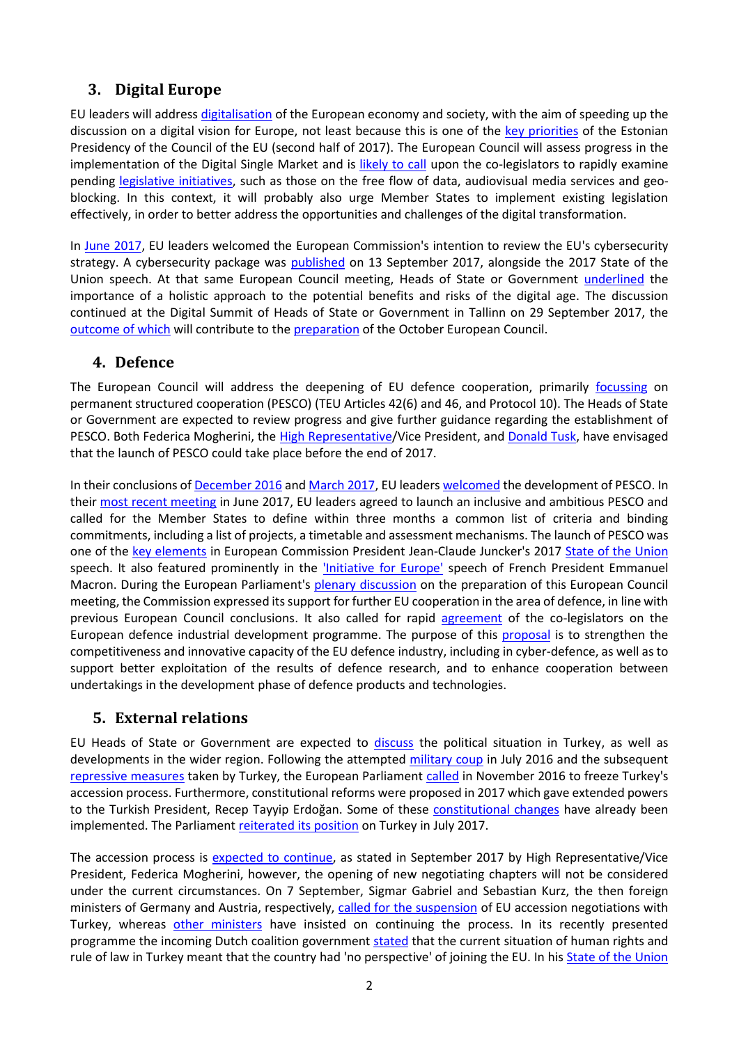## 3. Digital Europe

EU leaders will address digitalisation of the European economy and society, with the aim of speeding up the discussion on a digital vision for Europe, not least because this is one of the key priorities of the Estonian Presidency of the Council of the EU (second half of 2017). The European Council will assess progress in the implementation of the Digital Single Market and is likely to call upon the co-legislators to rapidly examine pending legislative initiatives, such as those on the free flow of data, audiovisual media services and geo-blocking. In this context, it will probably also urge Member States to implement existing legislation effectively, in order to better address the opportunities and challenges of the digital transformation.

In June 2017, EU leaders welcomed the European Commission's intention to review the EU's cybersecurity strategy. A cybersecurity package was published on 13 September 2017, alongside the 2017 State of the Union speech. At that same European Council meeting, Heads of State or Government underlined the importance of a holistic approach to the potential benefits and risks of the digital age. The discussion continued at the Digital Summit of Heads of State or Government in Tallinn on 29 September 2017, the outcome of which will contribute to the preparation of the October European Council.

## 4. Defence

The European Council will address the deepening of EU defence cooperation, primarily focussing on permanent structured cooperation (PESCO) (TEU Articles 42(6) and 46, and Protocol 10). The Heads of State or Government are expected to review progress and give further guidance regarding the establishment of PESCO. Both Federica Mogherini, the High Representative/Vice President, and Donald Tusk, have envisaged that the launch of PESCO could take place before the end of 2017.

In their conclusions of December 2016 and March 2017, EU leaders welcomed the development of PESCO. In their most recent meeting in June 2017, EU leaders agreed to launch an inclusive and ambitious PESCO and called for the Member States to define within three months a common list of criteria and binding commitments, including a list of projects, a timetable and assessment mechanisms. The launch of PESCO was one of the key elements in European Commission President Jean-Claude Juncker's 2017 State of the Union speech. It also featured prominently in the 'Initiative for Europe' speech of French President Emmanuel Macron. During the European Parliament's plenary discussion on the preparation of this European Council meeting, the Commission expressed its support for further EU cooperation in the area of defence, in line with previous European Council conclusions. It also called for rapid agreement of the co-legislators on the European defence industrial development programme. The purpose of this proposal is to strengthen the competitiveness and innovative capacity of the EU defence industry, including in cyber-defence, as well as to support better exploitation of the results of defence research, and to enhance cooperation between undertakings in the development phase of defence products and technologies.

## 5. External relations

EU Heads of State or Government are expected to discuss the political situation in Turkey, as well as developments in the wider region. Following the attempted military coup in July 2016 and the subsequent repressive measures taken by Turkey, the European Parliament called in November 2016 to freeze Turkey's accession process. Furthermore, constitutional reforms were proposed in 2017 which gave extended powers to the Turkish President, Recep Tayyip Erdoğan. Some of these constitutional changes have already been implemented. The Parliament reiterated its position on Turkey in July 2017.

The accession process is expected to continue, as stated in September 2017 by High Representative/Vice President, Federica Mogherini, however, the opening of new negotiating chapters will not be considered under the current circumstances. On 7 September, Sigmar Gabriel and Sebastian Kurz, the then foreign ministers of Germany and Austria, respectively, called for the suspension of EU accession negotiations with Turkey, whereas other ministers have insisted on continuing the process. In its recently presented programme the incoming Dutch coalition government stated that the current situation of human rights and rule of law in Turkey meant that the country had 'no perspective' of joining the EU. In his State of the Union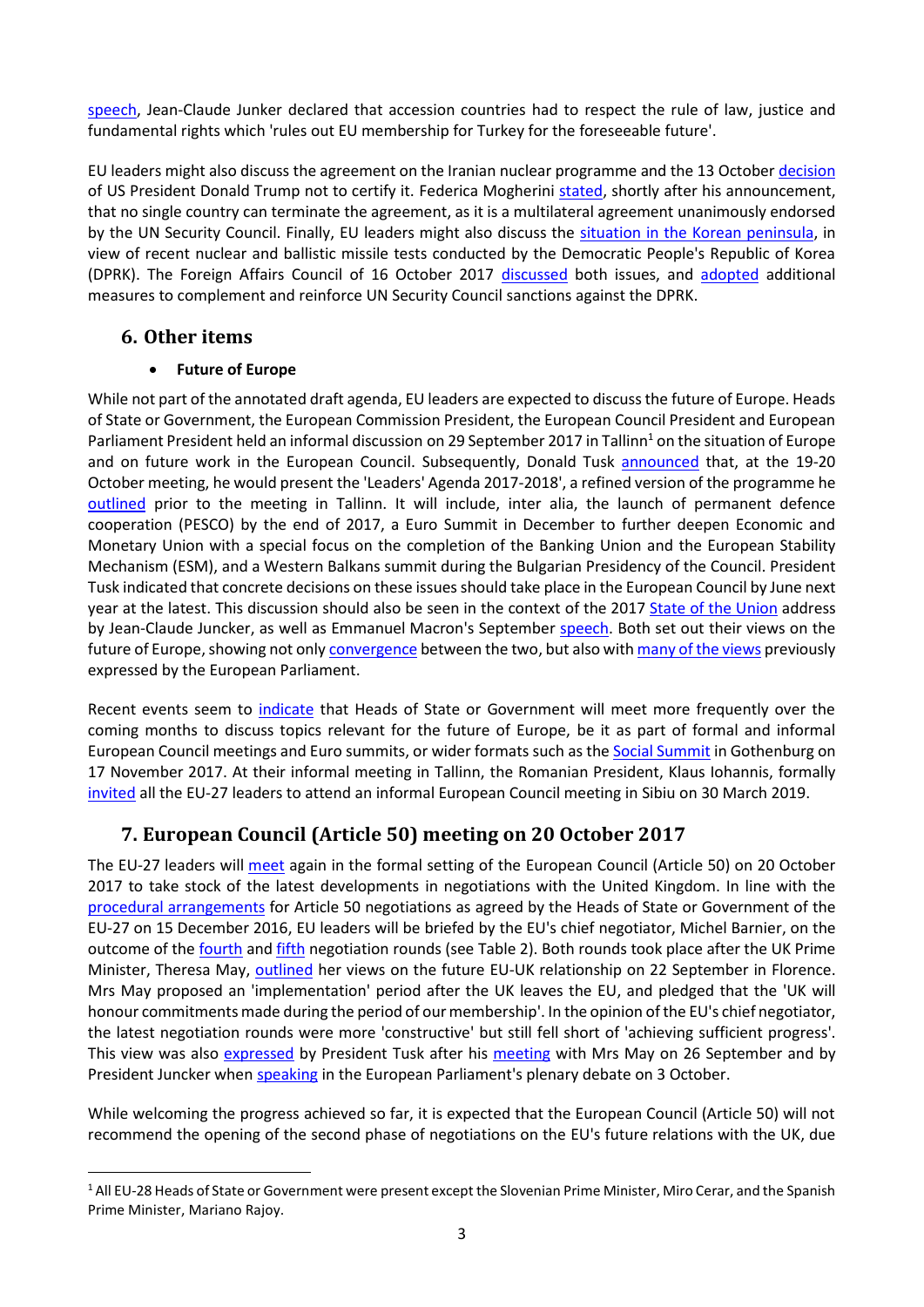speech, Jean-Claude Junker declared that accession countries had to respect the rule of law, justice and fundamental rights which 'rules out EU membership for Turkey for the foreseeable future'.

EU leaders might also discuss the agreement on the Iranian nuclear programme and the 13 October decision of US President Donald Trump not to certify it. Federica Mogherini stated, shortly after his announcement, that no single country can terminate the agreement, as it is a multilateral agreement unanimously endorsed by the UN Security Council. Finally, EU leaders might also discuss the situation in the Korean peninsula, in view of recent nuclear and ballistic missile tests conducted by the Democratic People's Republic of Korea (DPRK). The Foreign Affairs Council of 16 October 2017 discussed both issues, and adopted additional measures to complement and reinforce UN Security Council sanctions against the DPRK.

## 6. Other items

- **Future of Europe**

While not part of the annotated draft agenda, EU leaders are expected to discuss the future of Europe. Heads of State or Government, the European Commission President, the European Council President and European Parliament President held an informal discussion on 29 September 2017 in Tallinn[1] on the situation of Europe and on future work in the European Council. Subsequently, Donald Tusk announced that, at the 19-20 October meeting, he would present the 'Leaders' Agenda 2017-2018', a refined version of the programme he outlined prior to the meeting in Tallinn. It will include, inter alia, the launch of permanent defence cooperation (PESCO) by the end of 2017, a Euro Summit in December to further deepen Economic and Monetary Union with a special focus on the completion of the Banking Union and the European Stability Mechanism (ESM), and a Western Balkans summit during the Bulgarian Presidency of the Council. President Tusk indicated that concrete decisions on these issues should take place in the European Council by June next year at the latest. This discussion should also be seen in the context of the 2017 State of the Union address by Jean-Claude Juncker, as well as Emmanuel Macron's September speech. Both set out their views on the future of Europe, showing not only convergence between the two, but also with many of the views previously expressed by the European Parliament.

Recent events seem to indicate that Heads of State or Government will meet more frequently over the coming months to discuss topics relevant for the future of Europe, be it as part of formal and informal European Council meetings and Euro summits, or wider formats such as the Social Summit in Gothenburg on 17 November 2017. At their informal meeting in Tallinn, the Romanian President, Klaus Iohannis, formally invited all the EU-27 leaders to attend an informal European Council meeting in Sibiu on 30 March 2019.

## 7. European Council (Article 50) meeting on 20 October 2017

The EU-27 leaders will meet again in the formal setting of the European Council (Article 50) on 20 October 2017 to take stock of the latest developments in negotiations with the United Kingdom. In line with the procedural arrangements for Article 50 negotiations as agreed by the Heads of State or Government of the EU-27 on 15 December 2016, EU leaders will be briefed by the EU's chief negotiator, Michel Barnier, on the outcome of the fourth and fifth negotiation rounds (see Table 2). Both rounds took place after the UK Prime Minister, Theresa May, outlined her views on the future EU-UK relationship on 22 September in Florence. Mrs May proposed an 'implementation' period after the UK leaves the EU, and pledged that the 'UK will honour commitments made during the period of our membership'. In the opinion of the EU's chief negotiator, the latest negotiation rounds were more 'constructive' but still fell short of 'achieving sufficient progress'. This view was also expressed by President Tusk after his meeting with Mrs May on 26 September and by President Juncker when speaking in the European Parliament's plenary debate on 3 October.

While welcoming the progress achieved so far, it is expected that the European Council (Article 50) will not recommend the opening of the second phase of negotiations on the EU's future relations with the UK, due

[1] All EU-28 Heads of State or Government were present except the Slovenian Prime Minister, Miro Cerar, and the Spanish Prime Minister, Mariano Rajoy.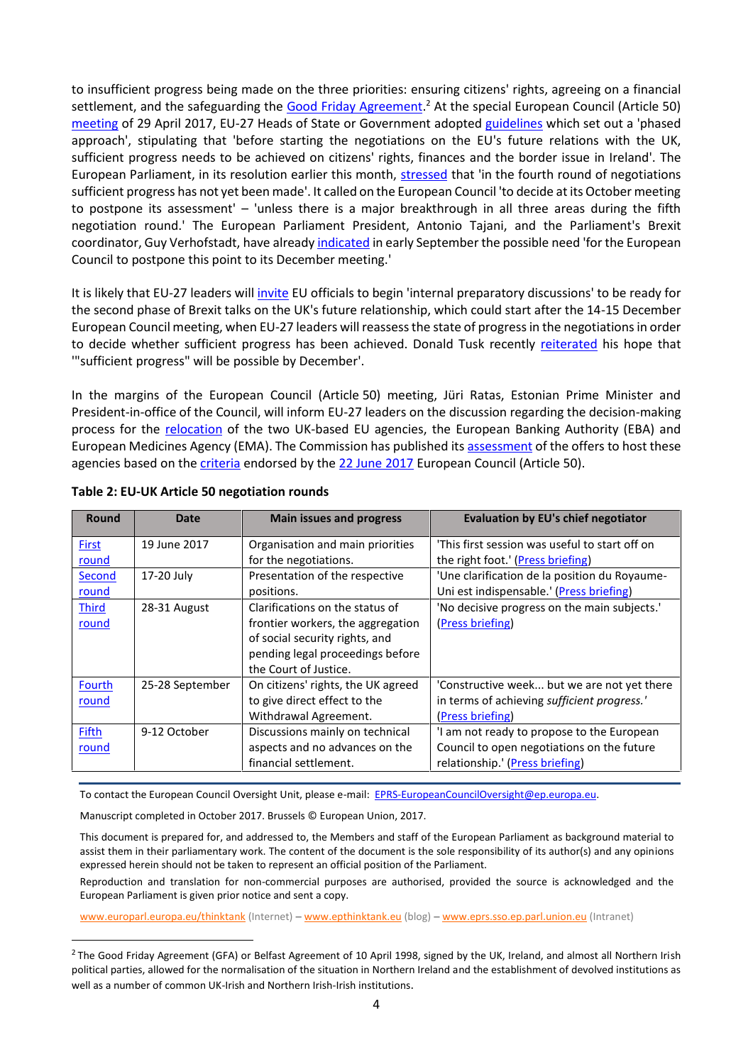to insufficient progress being made on the three priorities: ensuring citizens' rights, agreeing on a financial settlement, and the safeguarding the Good Friday Agreement.[2] At the special European Council (Article 50) meeting of 29 April 2017, EU-27 Heads of State or Government adopted guidelines which set out a 'phased approach', stipulating that 'before starting the negotiations on the EU's future relations with the UK, sufficient progress needs to be achieved on citizens' rights, finances and the border issue in Ireland'. The European Parliament, in its resolution earlier this month, stressed that 'in the fourth round of negotiations sufficient progress has not yet been made'. It called on the European Council 'to decide at its October meeting to postpone its assessment' – 'unless there is a major breakthrough in all three areas during the fifth negotiation round.' The European Parliament President, Antonio Tajani, and the Parliament's Brexit coordinator, Guy Verhofstadt, have already indicated in early September the possible need 'for the European Council to postpone this point to its December meeting.'

It is likely that EU-27 leaders will invite EU officials to begin 'internal preparatory discussions' to be ready for the second phase of Brexit talks on the UK's future relationship, which could start after the 14-15 December European Council meeting, when EU-27 leaders will reassess the state of progress in the negotiations in order to decide whether sufficient progress has been achieved. Donald Tusk recently reiterated his hope that '"sufficient progress" will be possible by December'.

In the margins of the European Council (Article 50) meeting, Jüri Ratas, Estonian Prime Minister and President-in-office of the Council, will inform EU-27 leaders on the discussion regarding the decision-making process for the relocation of the two UK-based EU agencies, the European Banking Authority (EBA) and European Medicines Agency (EMA). The Commission has published its assessment of the offers to host these agencies based on the criteria endorsed by the 22 June 2017 European Council (Article 50).

**Table 2: EU-UK Article 50 negotiation rounds**

| Round | Date | Main issues and progress | Evaluation by EU's chief negotiator |
|---|---|---|---|
| First round | 19 June 2017 | Organisation and main priorities for the negotiations. | 'This first session was useful to start off on the right foot.' (Press briefing) |
| Second round | 17-20 July | Presentation of the respective positions. | 'Une clarification de la position du Royaume-Uni est indispensable.' (Press briefing) |
| Third round | 28-31 August | Clarifications on the status of frontier workers, the aggregation of social security rights, and pending legal proceedings before the Court of Justice. | 'No decisive progress on the main subjects.' (Press briefing) |
| Fourth round | 25-28 September | On citizens' rights, the UK agreed to give direct effect to the Withdrawal Agreement. | 'Constructive week... but we are not yet there in terms of achieving *sufficient progress.*' (Press briefing) |
| Fifth round | 9-12 October | Discussions mainly on technical aspects and no advances on the financial settlement. | 'I am not ready to propose to the European Council to open negotiations on the future relationship.' (Press briefing) |

To contact the European Council Oversight Unit, please e-mail: EPRS-EuropeanCouncilOversight@ep.europa.eu.

Manuscript completed in October 2017. Brussels © European Union, 2017.

This document is prepared for, and addressed to, the Members and staff of the European Parliament as background material to assist them in their parliamentary work. The content of the document is the sole responsibility of its author(s) and any opinions expressed herein should not be taken to represent an official position of the Parliament.

Reproduction and translation for non-commercial purposes are authorised, provided the source is acknowledged and the European Parliament is given prior notice and sent a copy.

www.europarl.europa.eu/thinktank (Internet) – www.epthinktank.eu (blog) – www.eprs.sso.ep.parl.union.eu (Intranet)

[2] The Good Friday Agreement (GFA) or Belfast Agreement of 10 April 1998, signed by the UK, Ireland, and almost all Northern Irish political parties, allowed for the normalisation of the situation in Northern Ireland and the establishment of devolved institutions as well as a number of common UK-Irish and Northern Irish-Irish institutions.